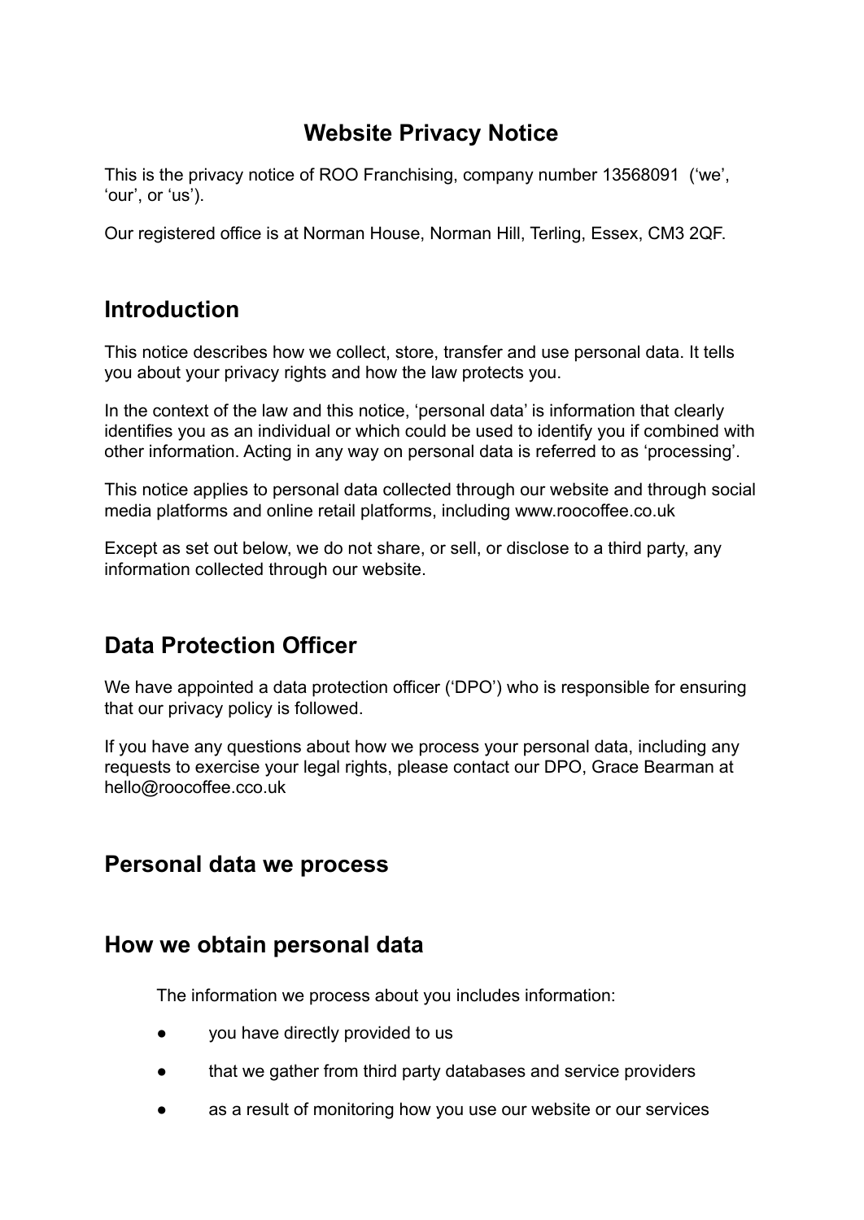# Website Privacy Notice

This is the privacy notice of ROO Franchising, company number 13568091 ('we', 'our', or 'us').

Our registered office is at Norman House, Norman Hill, Terling, Essex, CM3 2QF.

## Introduction

This notice describes how we collect, store, transfer and use personal data. It tells you about your privacy rights and how the law protects you.

In the context of the law and this notice, 'personal data' is information that clearly identifies you as an individual or which could be used to identify you if combined with other information. Acting in any way on personal data is referred to as 'processing'.

This notice applies to personal data collected through our website and through social media platforms and online retail platforms, including www.roocoffee.co.uk

Except as set out below, we do not share, or sell, or disclose to a third party, any information collected through our website.

## Data Protection Officer

We have appointed a data protection officer ('DPO') who is responsible for ensuring that our privacy policy is followed.

If you have any questions about how we process your personal data, including any requests to exercise your legal rights, please contact our DPO, Grace Bearman at hello@roocoffee.cco.uk

## Personal data we process

## How we obtain personal data

The information we process about you includes information:

- you have directly provided to us
- that we gather from third party databases and service providers
- as a result of monitoring how you use our website or our services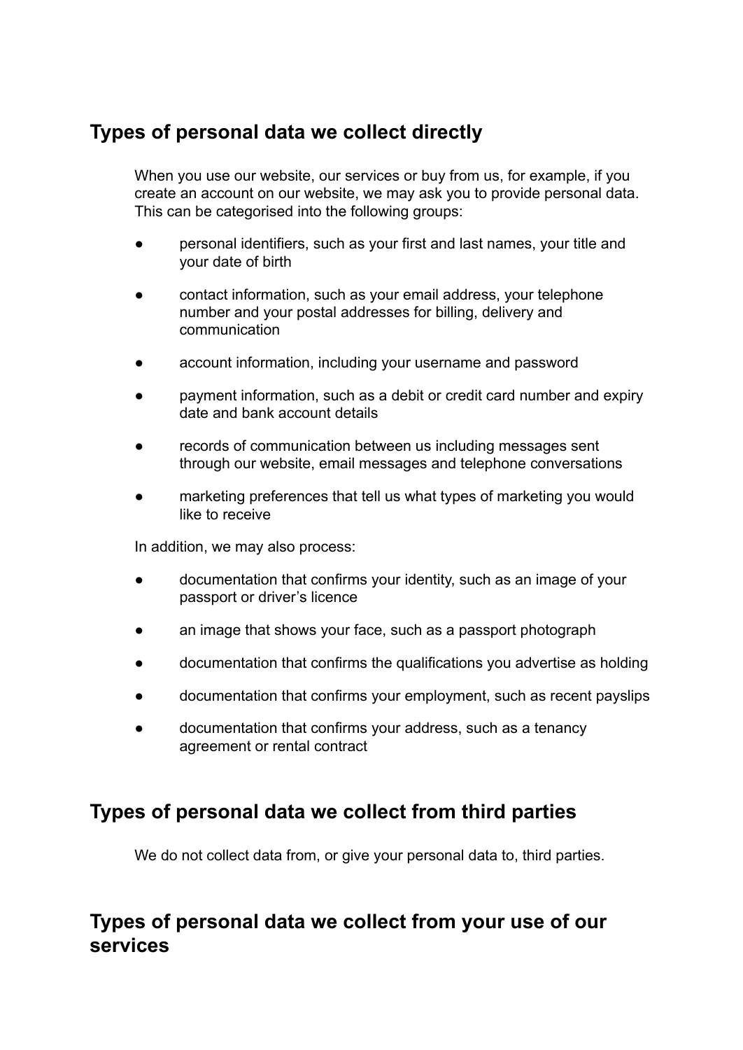## Types of personal data we collect directly

When you use our website, our services or buy from us, for example, if you create an account on our website, we may ask you to provide personal data. This can be categorised into the following groups:

- personal identifiers, such as your first and last names, your title and your date of birth
- contact information, such as your email address, your telephone number and your postal addresses for billing, delivery and communication
- account information, including your username and password
- payment information, such as a debit or credit card number and expiry date and bank account details
- records of communication between us including messages sent through our website, email messages and telephone conversations
- marketing preferences that tell us what types of marketing you would like to receive

In addition, we may also process:

- documentation that confirms your identity, such as an image of your passport or driver's licence
- an image that shows your face, such as a passport photograph
- documentation that confirms the qualifications you advertise as holding
- documentation that confirms your employment, such as recent payslips
- documentation that confirms your address, such as a tenancy agreement or rental contract

## Types of personal data we collect from third parties

We do not collect data from, or give your personal data to, third parties.

## Types of personal data we collect from your use of our services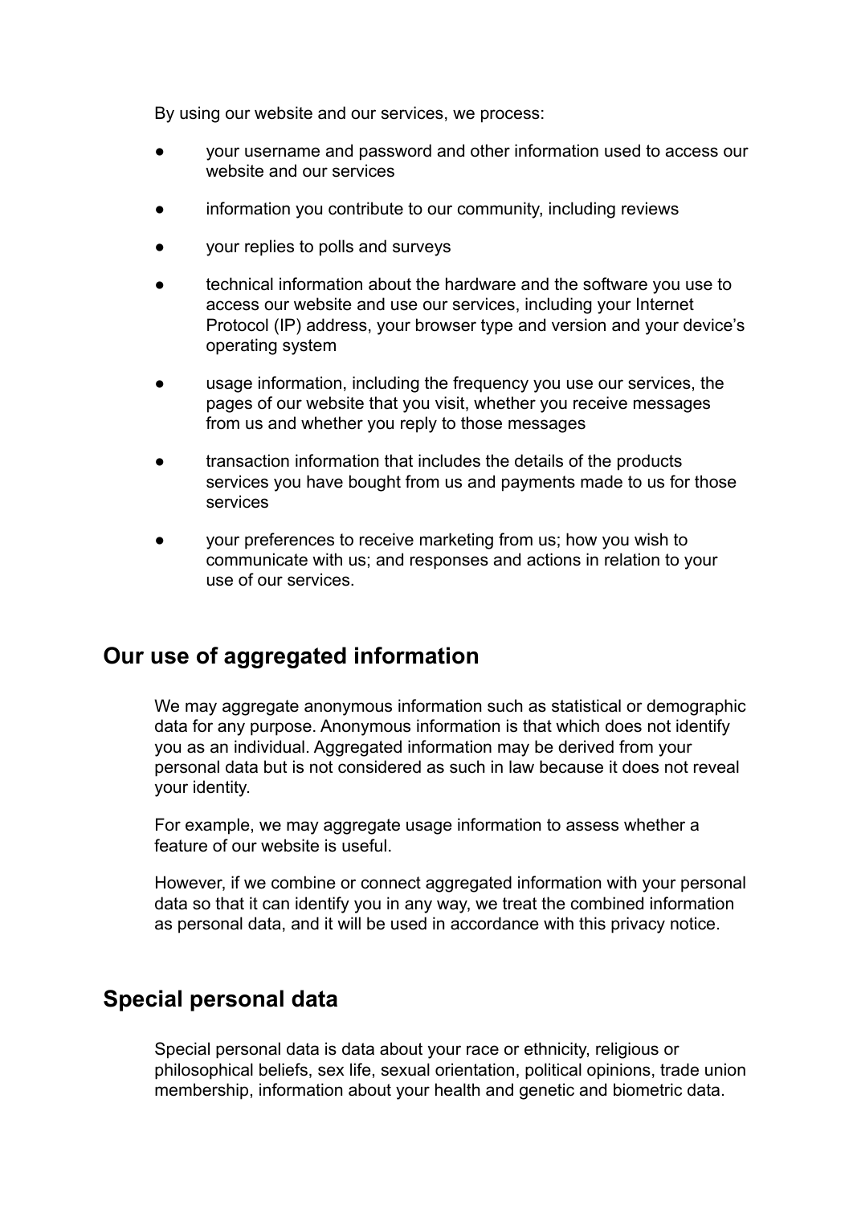By using our website and our services, we process:

- your username and password and other information used to access our website and our services
- information you contribute to our community, including reviews
- your replies to polls and surveys
- technical information about the hardware and the software you use to access our website and use our services, including your Internet Protocol (IP) address, your browser type and version and your device's operating system
- usage information, including the frequency you use our services, the pages of our website that you visit, whether you receive messages from us and whether you reply to those messages
- transaction information that includes the details of the products services you have bought from us and payments made to us for those services
- your preferences to receive marketing from us; how you wish to communicate with us; and responses and actions in relation to your use of our services.

## Our use of aggregated information

We may aggregate anonymous information such as statistical or demographic data for any purpose. Anonymous information is that which does not identify you as an individual. Aggregated information may be derived from your personal data but is not considered as such in law because it does not reveal your identity.

For example, we may aggregate usage information to assess whether a feature of our website is useful.

However, if we combine or connect aggregated information with your personal data so that it can identify you in any way, we treat the combined information as personal data, and it will be used in accordance with this privacy notice.

## Special personal data

Special personal data is data about your race or ethnicity, religious or philosophical beliefs, sex life, sexual orientation, political opinions, trade union membership, information about your health and genetic and biometric data.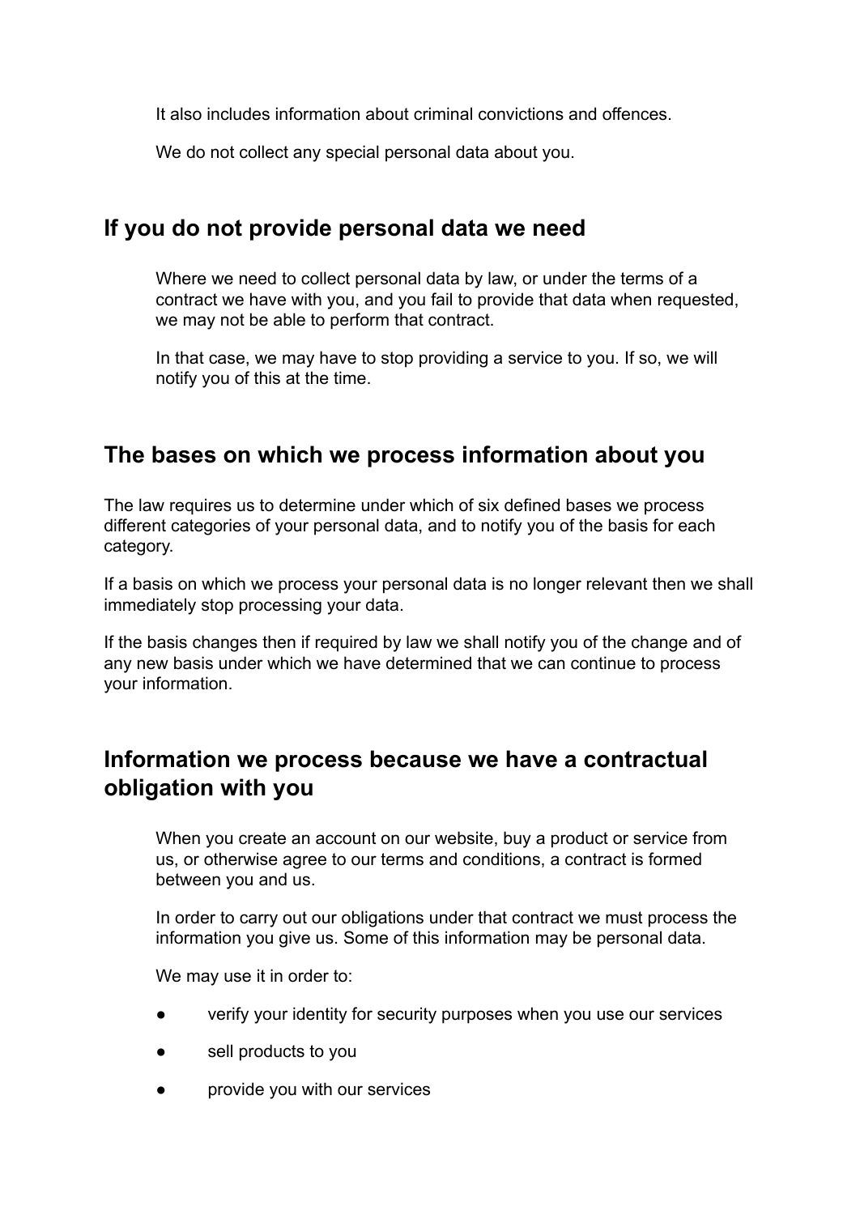It also includes information about criminal convictions and offences.

We do not collect any special personal data about you.

## If you do not provide personal data we need

Where we need to collect personal data by law, or under the terms of a contract we have with you, and you fail to provide that data when requested, we may not be able to perform that contract.

In that case, we may have to stop providing a service to you. If so, we will notify you of this at the time.

## The bases on which we process information about you

The law requires us to determine under which of six defined bases we process different categories of your personal data, and to notify you of the basis for each category.

If a basis on which we process your personal data is no longer relevant then we shall immediately stop processing your data.

If the basis changes then if required by law we shall notify you of the change and of any new basis under which we have determined that we can continue to process your information.

## Information we process because we have a contractual obligation with you

When you create an account on our website, buy a product or service from us, or otherwise agree to our terms and conditions, a contract is formed between you and us.

In order to carry out our obligations under that contract we must process the information you give us. Some of this information may be personal data.

We may use it in order to:

- verify your identity for security purposes when you use our services
- sell products to you
- provide you with our services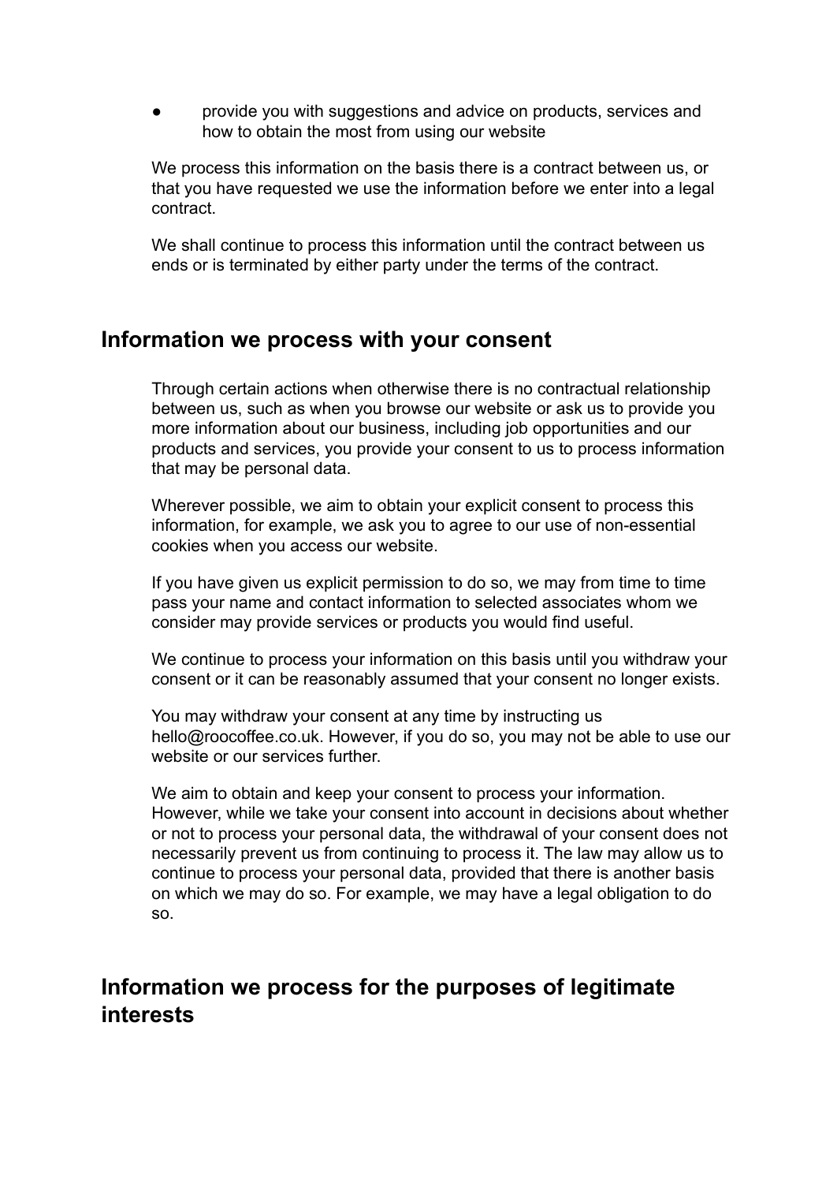- provide you with suggestions and advice on products, services and how to obtain the most from using our website

We process this information on the basis there is a contract between us, or that you have requested we use the information before we enter into a legal contract.

We shall continue to process this information until the contract between us ends or is terminated by either party under the terms of the contract.

## Information we process with your consent

Through certain actions when otherwise there is no contractual relationship between us, such as when you browse our website or ask us to provide you more information about our business, including job opportunities and our products and services, you provide your consent to us to process information that may be personal data.

Wherever possible, we aim to obtain your explicit consent to process this information, for example, we ask you to agree to our use of non-essential cookies when you access our website.

If you have given us explicit permission to do so, we may from time to time pass your name and contact information to selected associates whom we consider may provide services or products you would find useful.

We continue to process your information on this basis until you withdraw your consent or it can be reasonably assumed that your consent no longer exists.

You may withdraw your consent at any time by instructing us hello@roocoffee.co.uk. However, if you do so, you may not be able to use our website or our services further.

We aim to obtain and keep your consent to process your information. However, while we take your consent into account in decisions about whether or not to process your personal data, the withdrawal of your consent does not necessarily prevent us from continuing to process it. The law may allow us to continue to process your personal data, provided that there is another basis on which we may do so. For example, we may have a legal obligation to do so.

## Information we process for the purposes of legitimate interests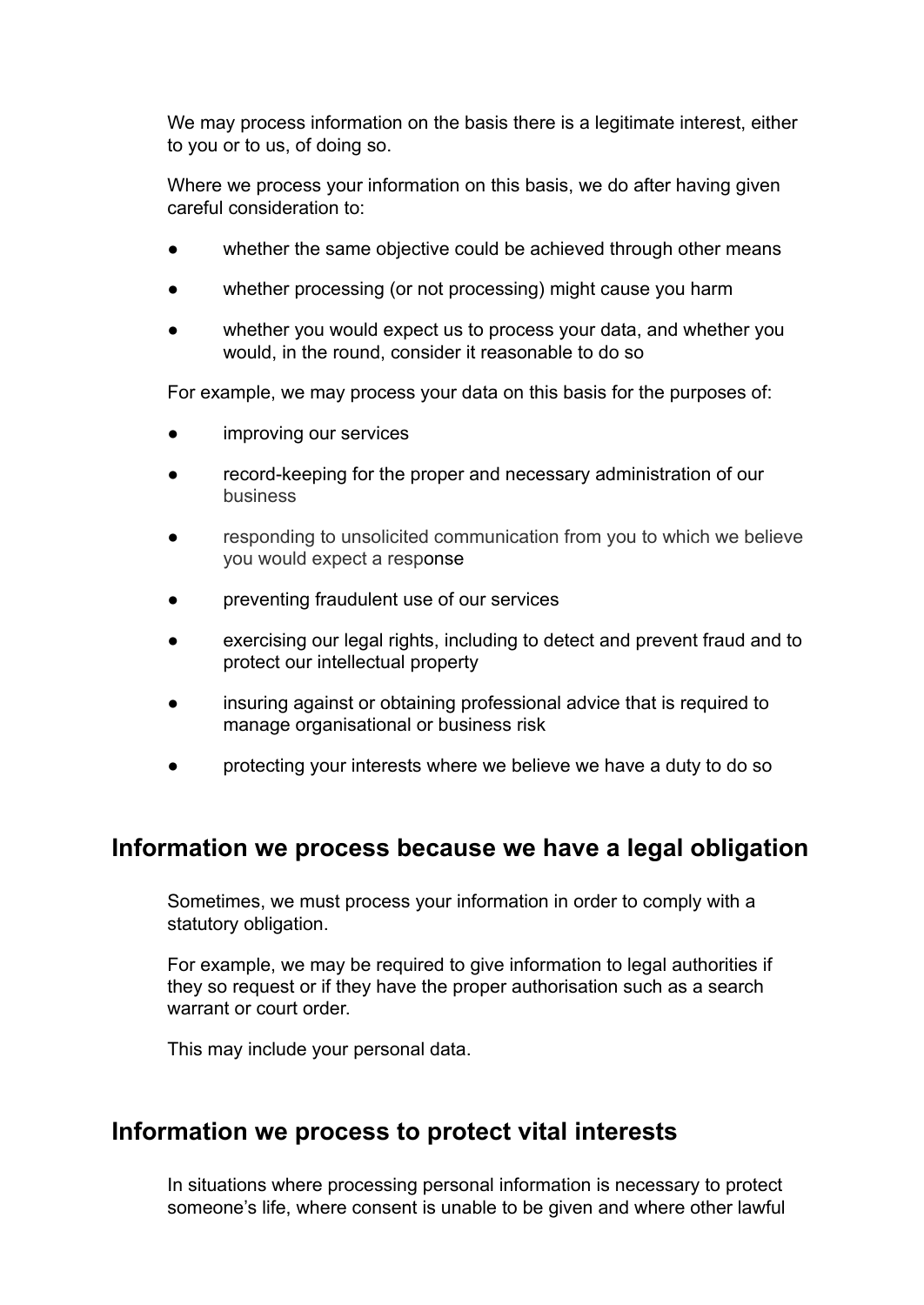We may process information on the basis there is a legitimate interest, either to you or to us, of doing so.

Where we process your information on this basis, we do after having given careful consideration to:

- whether the same objective could be achieved through other means
- whether processing (or not processing) might cause you harm
- whether you would expect us to process your data, and whether you would, in the round, consider it reasonable to do so

For example, we may process your data on this basis for the purposes of:

- improving our services
- record-keeping for the proper and necessary administration of our business
- responding to unsolicited communication from you to which we believe you would expect a response
- preventing fraudulent use of our services
- exercising our legal rights, including to detect and prevent fraud and to protect our intellectual property
- insuring against or obtaining professional advice that is required to manage organisational or business risk
- protecting your interests where we believe we have a duty to do so

## Information we process because we have a legal obligation

Sometimes, we must process your information in order to comply with a statutory obligation.

For example, we may be required to give information to legal authorities if they so request or if they have the proper authorisation such as a search warrant or court order.

This may include your personal data.

## Information we process to protect vital interests

In situations where processing personal information is necessary to protect someone's life, where consent is unable to be given and where other lawful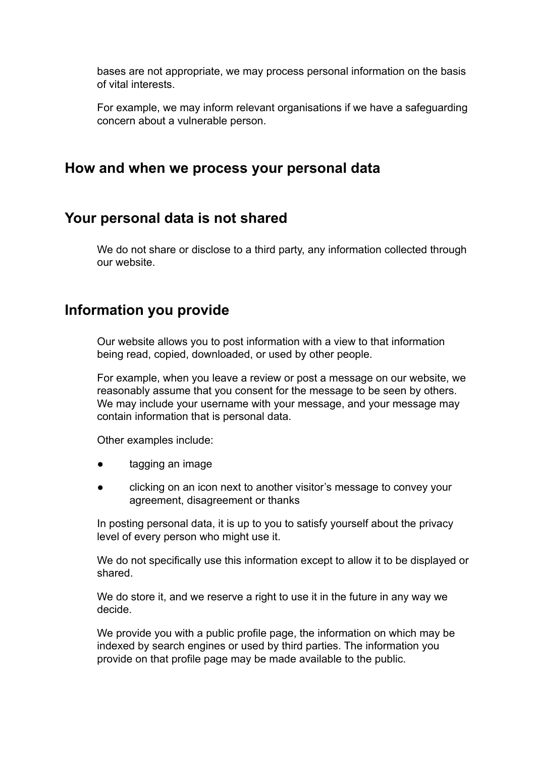bases are not appropriate, we may process personal information on the basis of vital interests.

For example, we may inform relevant organisations if we have a safeguarding concern about a vulnerable person.

## How and when we process your personal data

## Your personal data is not shared

We do not share or disclose to a third party, any information collected through our website.

## Information you provide

Our website allows you to post information with a view to that information being read, copied, downloaded, or used by other people.

For example, when you leave a review or post a message on our website, we reasonably assume that you consent for the message to be seen by others. We may include your username with your message, and your message may contain information that is personal data.

Other examples include:

- tagging an image
- clicking on an icon next to another visitor's message to convey your agreement, disagreement or thanks

In posting personal data, it is up to you to satisfy yourself about the privacy level of every person who might use it.

We do not specifically use this information except to allow it to be displayed or shared.

We do store it, and we reserve a right to use it in the future in any way we decide.

We provide you with a public profile page, the information on which may be indexed by search engines or used by third parties. The information you provide on that profile page may be made available to the public.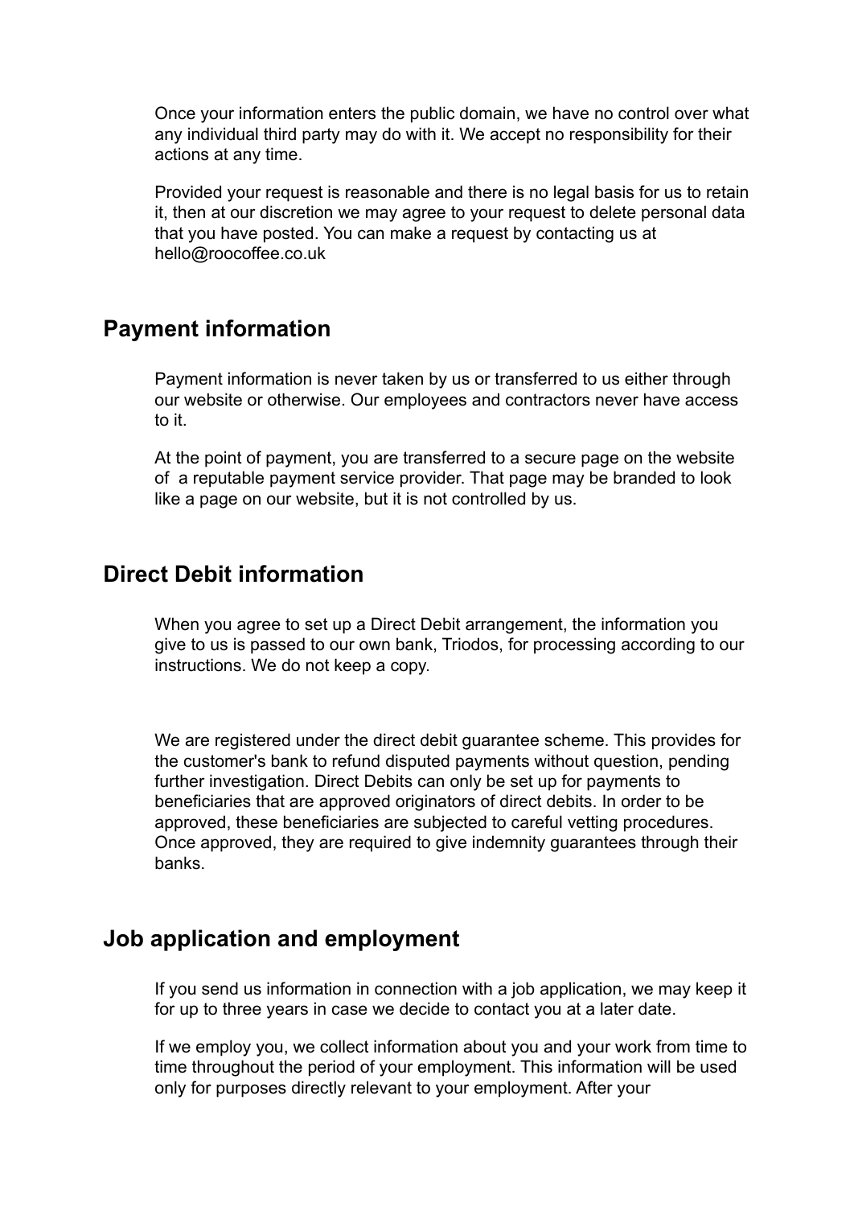Once your information enters the public domain, we have no control over what any individual third party may do with it. We accept no responsibility for their actions at any time.

Provided your request is reasonable and there is no legal basis for us to retain it, then at our discretion we may agree to your request to delete personal data that you have posted. You can make a request by contacting us at hello@roocoffee.co.uk

## Payment information

Payment information is never taken by us or transferred to us either through our website or otherwise. Our employees and contractors never have access to it.

At the point of payment, you are transferred to a secure page on the website of a reputable payment service provider. That page may be branded to look like a page on our website, but it is not controlled by us.

## Direct Debit information

When you agree to set up a Direct Debit arrangement, the information you give to us is passed to our own bank, Triodos, for processing according to our instructions. We do not keep a copy.

We are registered under the direct debit guarantee scheme. This provides for the customer's bank to refund disputed payments without question, pending further investigation. Direct Debits can only be set up for payments to beneficiaries that are approved originators of direct debits. In order to be approved, these beneficiaries are subjected to careful vetting procedures. Once approved, they are required to give indemnity guarantees through their banks.

## Job application and employment

If you send us information in connection with a job application, we may keep it for up to three years in case we decide to contact you at a later date.

If we employ you, we collect information about you and your work from time to time throughout the period of your employment. This information will be used only for purposes directly relevant to your employment. After your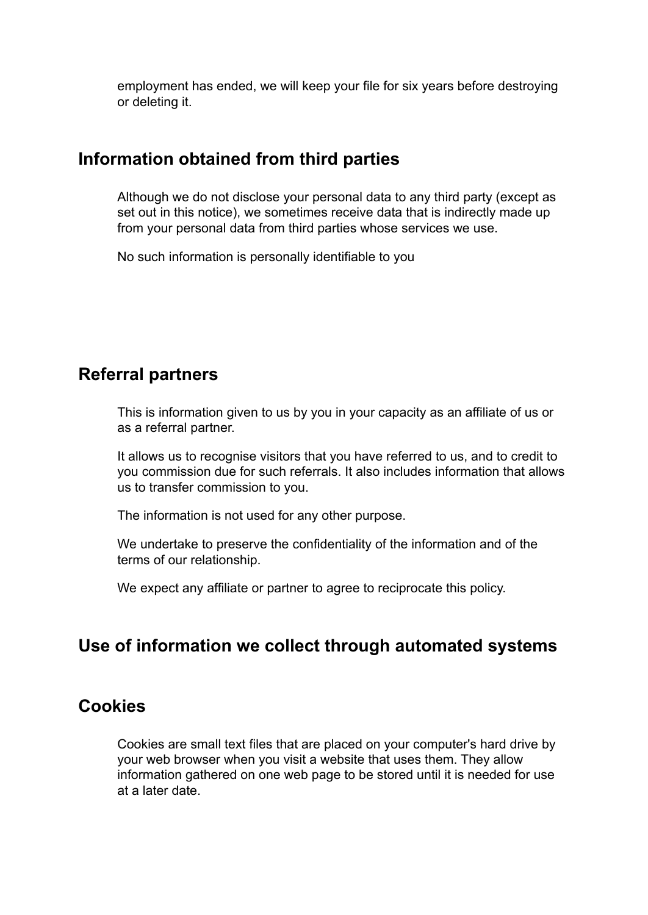employment has ended, we will keep your file for six years before destroying or deleting it.

## Information obtained from third parties

Although we do not disclose your personal data to any third party (except as set out in this notice), we sometimes receive data that is indirectly made up from your personal data from third parties whose services we use.

No such information is personally identifiable to you

## Referral partners

This is information given to us by you in your capacity as an affiliate of us or as a referral partner.

It allows us to recognise visitors that you have referred to us, and to credit to you commission due for such referrals. It also includes information that allows us to transfer commission to you.

The information is not used for any other purpose.

We undertake to preserve the confidentiality of the information and of the terms of our relationship.

We expect any affiliate or partner to agree to reciprocate this policy.

## Use of information we collect through automated systems

## Cookies

Cookies are small text files that are placed on your computer's hard drive by your web browser when you visit a website that uses them. They allow information gathered on one web page to be stored until it is needed for use at a later date.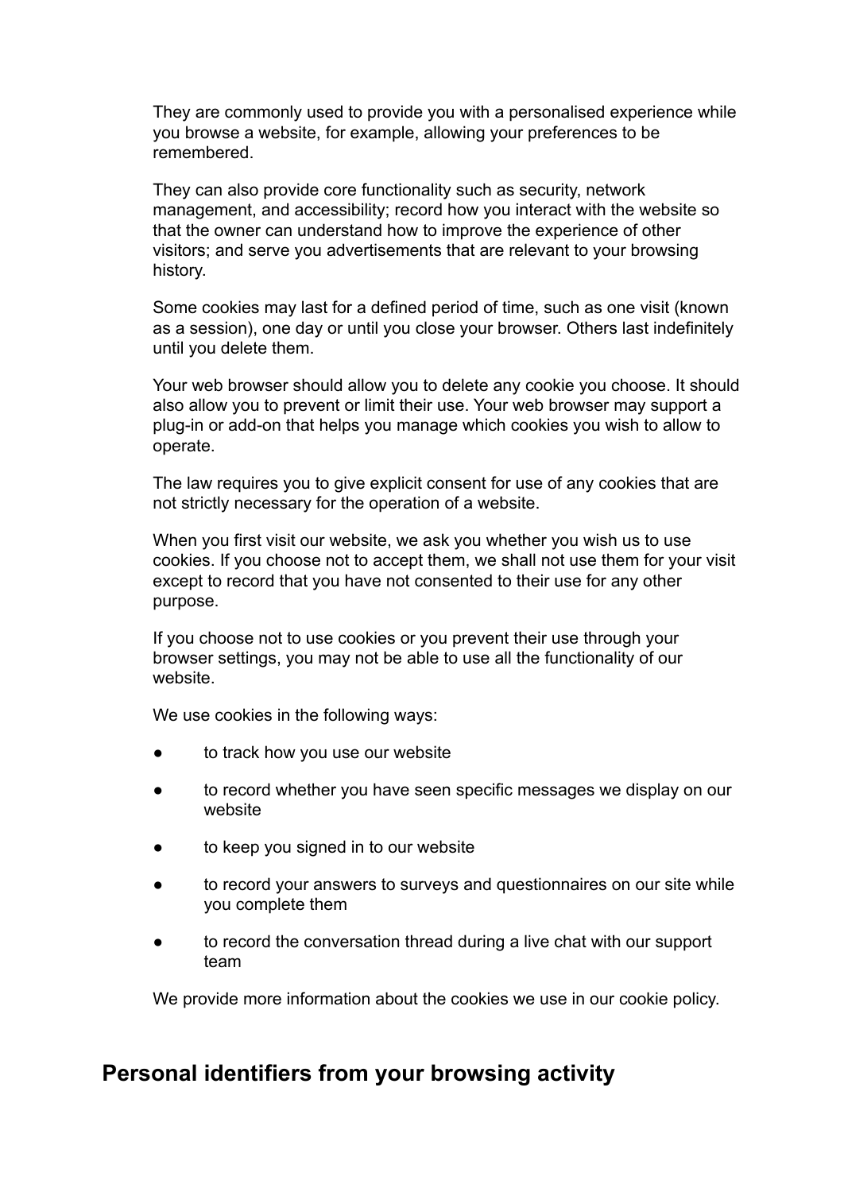They are commonly used to provide you with a personalised experience while you browse a website, for example, allowing your preferences to be remembered.

They can also provide core functionality such as security, network management, and accessibility; record how you interact with the website so that the owner can understand how to improve the experience of other visitors; and serve you advertisements that are relevant to your browsing history.

Some cookies may last for a defined period of time, such as one visit (known as a session), one day or until you close your browser. Others last indefinitely until you delete them.

Your web browser should allow you to delete any cookie you choose. It should also allow you to prevent or limit their use. Your web browser may support a plug-in or add-on that helps you manage which cookies you wish to allow to operate.

The law requires you to give explicit consent for use of any cookies that are not strictly necessary for the operation of a website.

When you first visit our website, we ask you whether you wish us to use cookies. If you choose not to accept them, we shall not use them for your visit except to record that you have not consented to their use for any other purpose.

If you choose not to use cookies or you prevent their use through your browser settings, you may not be able to use all the functionality of our website.

We use cookies in the following ways:

- to track how you use our website
- to record whether you have seen specific messages we display on our website
- to keep you signed in to our website
- to record your answers to surveys and questionnaires on our site while you complete them
- to record the conversation thread during a live chat with our support team

We provide more information about the cookies we use in our cookie policy.

## Personal identifiers from your browsing activity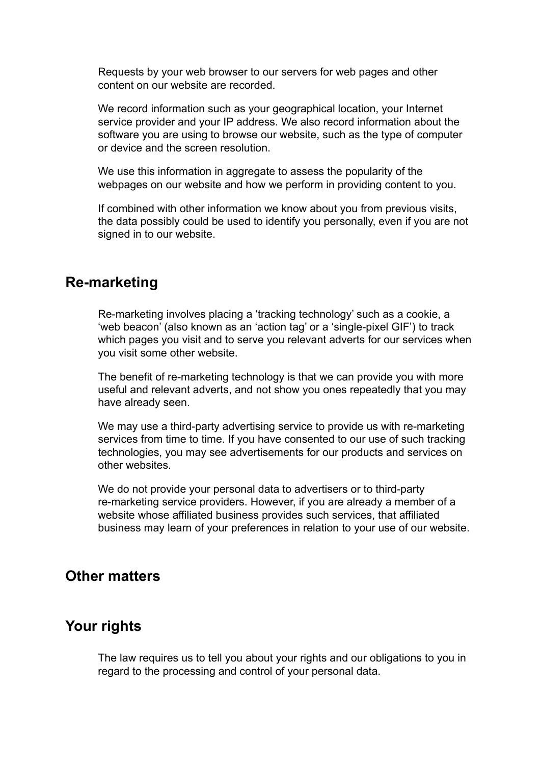Requests by your web browser to our servers for web pages and other content on our website are recorded.

We record information such as your geographical location, your Internet service provider and your IP address. We also record information about the software you are using to browse our website, such as the type of computer or device and the screen resolution.

We use this information in aggregate to assess the popularity of the webpages on our website and how we perform in providing content to you.

If combined with other information we know about you from previous visits, the data possibly could be used to identify you personally, even if you are not signed in to our website.

## Re-marketing

Re-marketing involves placing a ‘tracking technology’ such as a cookie, a ‘web beacon’ (also known as an ‘action tag’ or a ‘single-pixel GIF’) to track which pages you visit and to serve you relevant adverts for our services when you visit some other website.

The benefit of re-marketing technology is that we can provide you with more useful and relevant adverts, and not show you ones repeatedly that you may have already seen.

We may use a third-party advertising service to provide us with re-marketing services from time to time. If you have consented to our use of such tracking technologies, you may see advertisements for our products and services on other websites.

We do not provide your personal data to advertisers or to third-party re-marketing service providers. However, if you are already a member of a website whose affiliated business provides such services, that affiliated business may learn of your preferences in relation to your use of our website.

## Other matters

## Your rights

The law requires us to tell you about your rights and our obligations to you in regard to the processing and control of your personal data.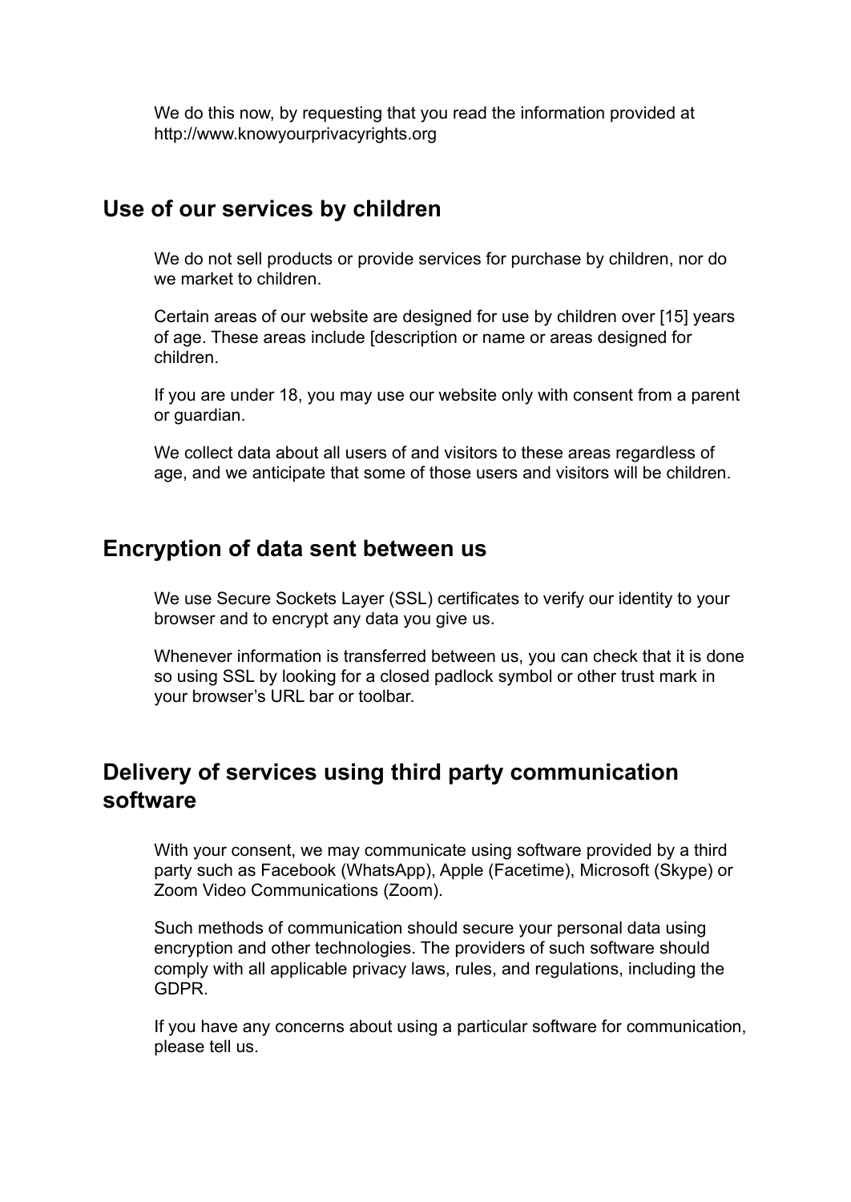We do this now, by requesting that you read the information provided at http://www.knowyourprivacyrights.org

## Use of our services by children

We do not sell products or provide services for purchase by children, nor do we market to children.

Certain areas of our website are designed for use by children over [15] years of age. These areas include [description or name or areas designed for children.

If you are under 18, you may use our website only with consent from a parent or guardian.

We collect data about all users of and visitors to these areas regardless of age, and we anticipate that some of those users and visitors will be children.

## Encryption of data sent between us

We use Secure Sockets Layer (SSL) certificates to verify our identity to your browser and to encrypt any data you give us.

Whenever information is transferred between us, you can check that it is done so using SSL by looking for a closed padlock symbol or other trust mark in your browser's URL bar or toolbar.

## Delivery of services using third party communication software

With your consent, we may communicate using software provided by a third party such as Facebook (WhatsApp), Apple (Facetime), Microsoft (Skype) or Zoom Video Communications (Zoom).

Such methods of communication should secure your personal data using encryption and other technologies. The providers of such software should comply with all applicable privacy laws, rules, and regulations, including the GDPR.

If you have any concerns about using a particular software for communication, please tell us.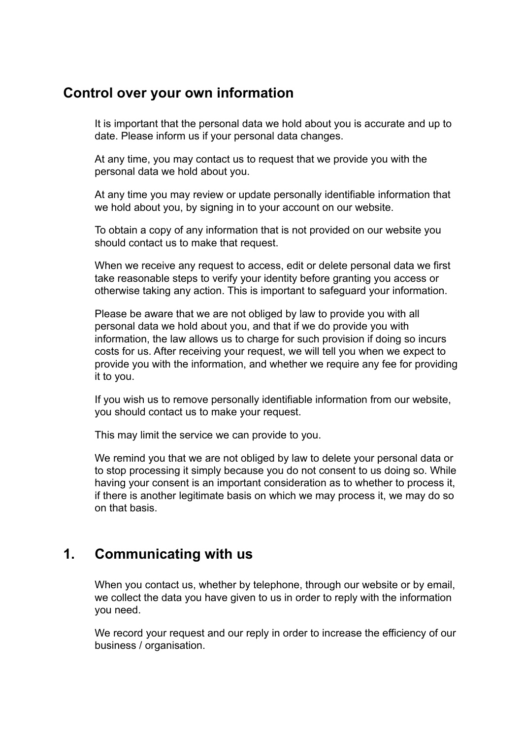## Control over your own information

It is important that the personal data we hold about you is accurate and up to date. Please inform us if your personal data changes.

At any time, you may contact us to request that we provide you with the personal data we hold about you.

At any time you may review or update personally identifiable information that we hold about you, by signing in to your account on our website.

To obtain a copy of any information that is not provided on our website you should contact us to make that request.

When we receive any request to access, edit or delete personal data we first take reasonable steps to verify your identity before granting you access or otherwise taking any action. This is important to safeguard your information.

Please be aware that we are not obliged by law to provide you with all personal data we hold about you, and that if we do provide you with information, the law allows us to charge for such provision if doing so incurs costs for us. After receiving your request, we will tell you when we expect to provide you with the information, and whether we require any fee for providing it to you.

If you wish us to remove personally identifiable information from our website, you should contact us to make your request.

This may limit the service we can provide to you.

We remind you that we are not obliged by law to delete your personal data or to stop processing it simply because you do not consent to us doing so. While having your consent is an important consideration as to whether to process it, if there is another legitimate basis on which we may process it, we may do so on that basis.

## 1. Communicating with us

When you contact us, whether by telephone, through our website or by email, we collect the data you have given to us in order to reply with the information you need.

We record your request and our reply in order to increase the efficiency of our business / organisation.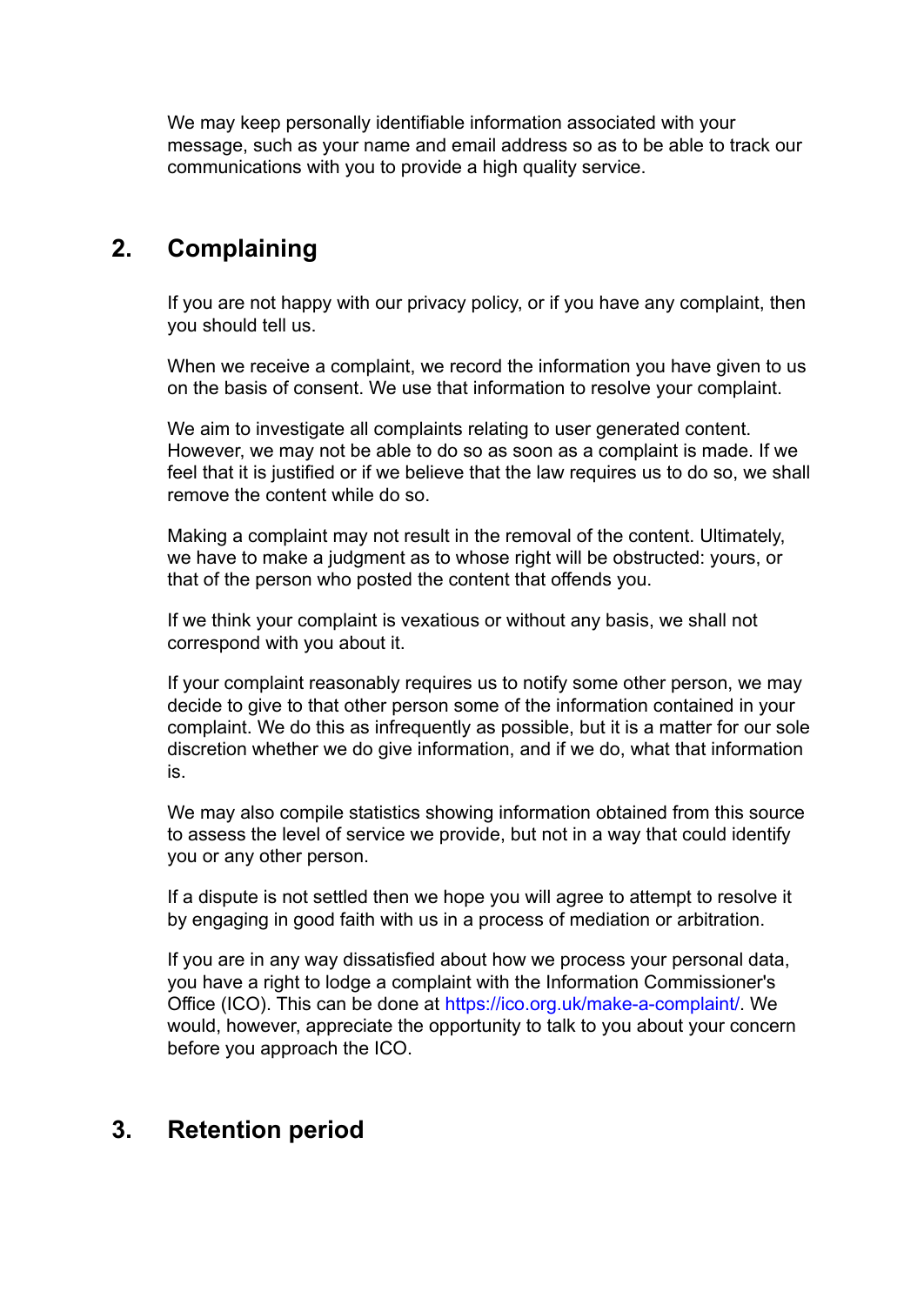We may keep personally identifiable information associated with your message, such as your name and email address so as to be able to track our communications with you to provide a high quality service.

## 2. Complaining

If you are not happy with our privacy policy, or if you have any complaint, then you should tell us.

When we receive a complaint, we record the information you have given to us on the basis of consent. We use that information to resolve your complaint.

We aim to investigate all complaints relating to user generated content. However, we may not be able to do so as soon as a complaint is made. If we feel that it is justified or if we believe that the law requires us to do so, we shall remove the content while do so.

Making a complaint may not result in the removal of the content. Ultimately, we have to make a judgment as to whose right will be obstructed: yours, or that of the person who posted the content that offends you.

If we think your complaint is vexatious or without any basis, we shall not correspond with you about it.

If your complaint reasonably requires us to notify some other person, we may decide to give to that other person some of the information contained in your complaint. We do this as infrequently as possible, but it is a matter for our sole discretion whether we do give information, and if we do, what that information is.

We may also compile statistics showing information obtained from this source to assess the level of service we provide, but not in a way that could identify you or any other person.

If a dispute is not settled then we hope you will agree to attempt to resolve it by engaging in good faith with us in a process of mediation or arbitration.

If you are in any way dissatisfied about how we process your personal data, you have a right to lodge a complaint with the Information Commissioner's Office (ICO). This can be done at https://ico.org.uk/make-a-complaint/. We would, however, appreciate the opportunity to talk to you about your concern before you approach the ICO.

## 3. Retention period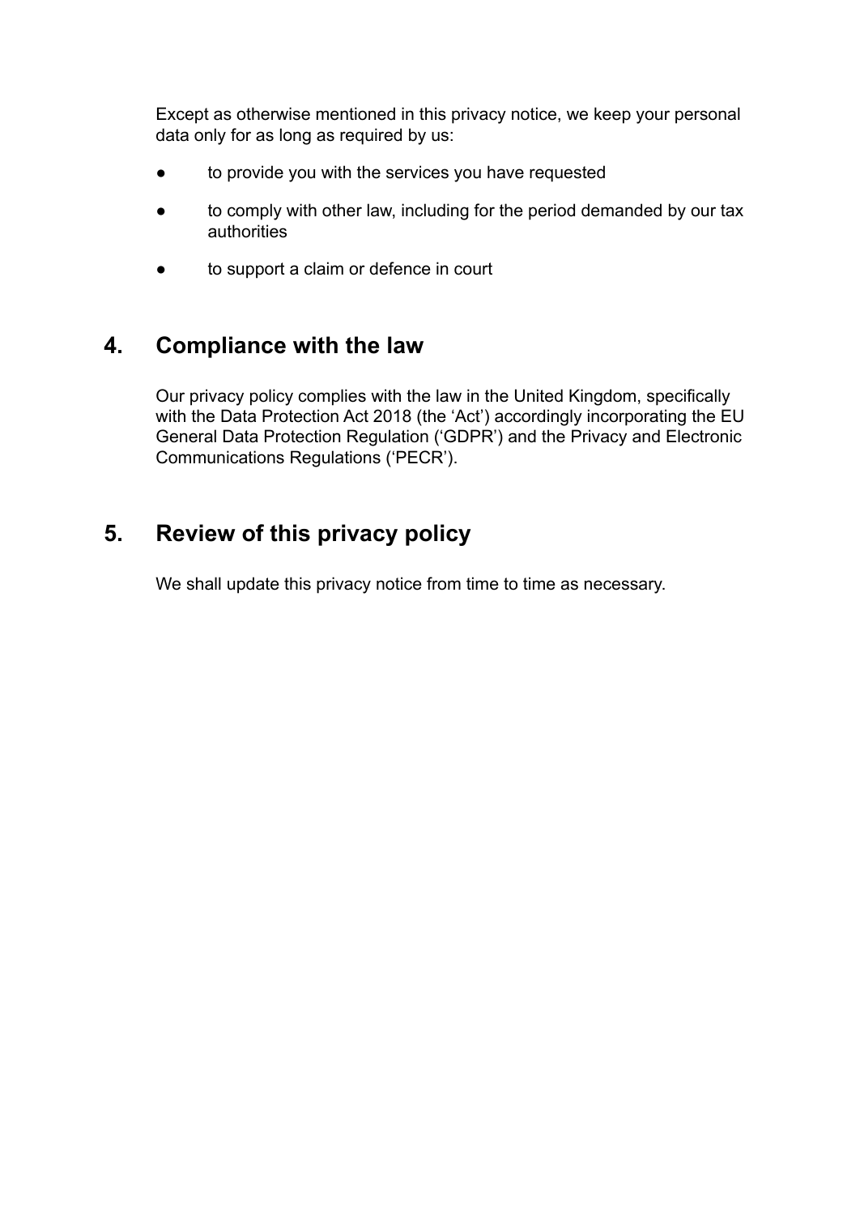Except as otherwise mentioned in this privacy notice, we keep your personal data only for as long as required by us:

- to provide you with the services you have requested
- to comply with other law, including for the period demanded by our tax authorities
- to support a claim or defence in court

## 4. Compliance with the law

Our privacy policy complies with the law in the United Kingdom, specifically with the Data Protection Act 2018 (the 'Act') accordingly incorporating the EU General Data Protection Regulation ('GDPR') and the Privacy and Electronic Communications Regulations ('PECR').

## 5. Review of this privacy policy

We shall update this privacy notice from time to time as necessary.